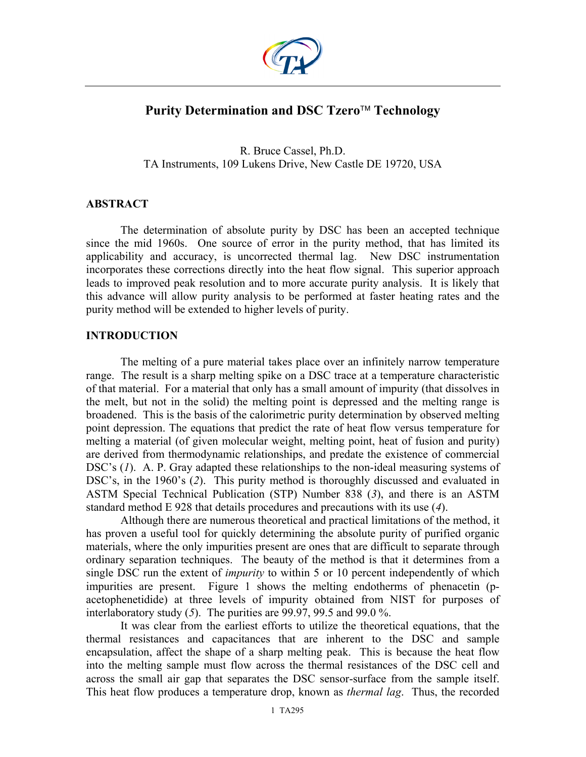# Purity Determination and DSC Tzero™ Technology

R. Bruce Cassel, Ph.D.
TA Instruments, 109 Lukens Drive, New Castle DE 19720, USA

## ABSTRACT

The determination of absolute purity by DSC has been an accepted technique since the mid 1960s. One source of error in the purity method, that has limited its applicability and accuracy, is uncorrected thermal lag. New DSC instrumentation incorporates these corrections directly into the heat flow signal. This superior approach leads to improved peak resolution and to more accurate purity analysis. It is likely that this advance will allow purity analysis to be performed at faster heating rates and the purity method will be extended to higher levels of purity.

## INTRODUCTION

The melting of a pure material takes place over an infinitely narrow temperature range. The result is a sharp melting spike on a DSC trace at a temperature characteristic of that material. For a material that only has a small amount of impurity (that dissolves in the melt, but not in the solid) the melting point is depressed and the melting range is broadened. This is the basis of the calorimetric purity determination by observed melting point depression. The equations that predict the rate of heat flow versus temperature for melting a material (of given molecular weight, melting point, heat of fusion and purity) are derived from thermodynamic relationships, and predate the existence of commercial DSC's (*1*). A. P. Gray adapted these relationships to the non-ideal measuring systems of DSC's, in the 1960's (*2*). This purity method is thoroughly discussed and evaluated in ASTM Special Technical Publication (STP) Number 838 (*3*), and there is an ASTM standard method E 928 that details procedures and precautions with its use (*4*).

Although there are numerous theoretical and practical limitations of the method, it has proven a useful tool for quickly determining the absolute purity of purified organic materials, where the only impurities present are ones that are difficult to separate through ordinary separation techniques. The beauty of the method is that it determines from a single DSC run the extent of *impurity* to within 5 or 10 percent independently of which impurities are present. Figure 1 shows the melting endotherms of phenacetin (p-acetophenetidide) at three levels of impurity obtained from NIST for purposes of interlaboratory study (*5*). The purities are 99.97, 99.5 and 99.0 %.

It was clear from the earliest efforts to utilize the theoretical equations, that the thermal resistances and capacitances that are inherent to the DSC and sample encapsulation, affect the shape of a sharp melting peak. This is because the heat flow into the melting sample must flow across the thermal resistances of the DSC cell and across the small air gap that separates the DSC sensor-surface from the sample itself. This heat flow produces a temperature drop, known as *thermal lag*. Thus, the recorded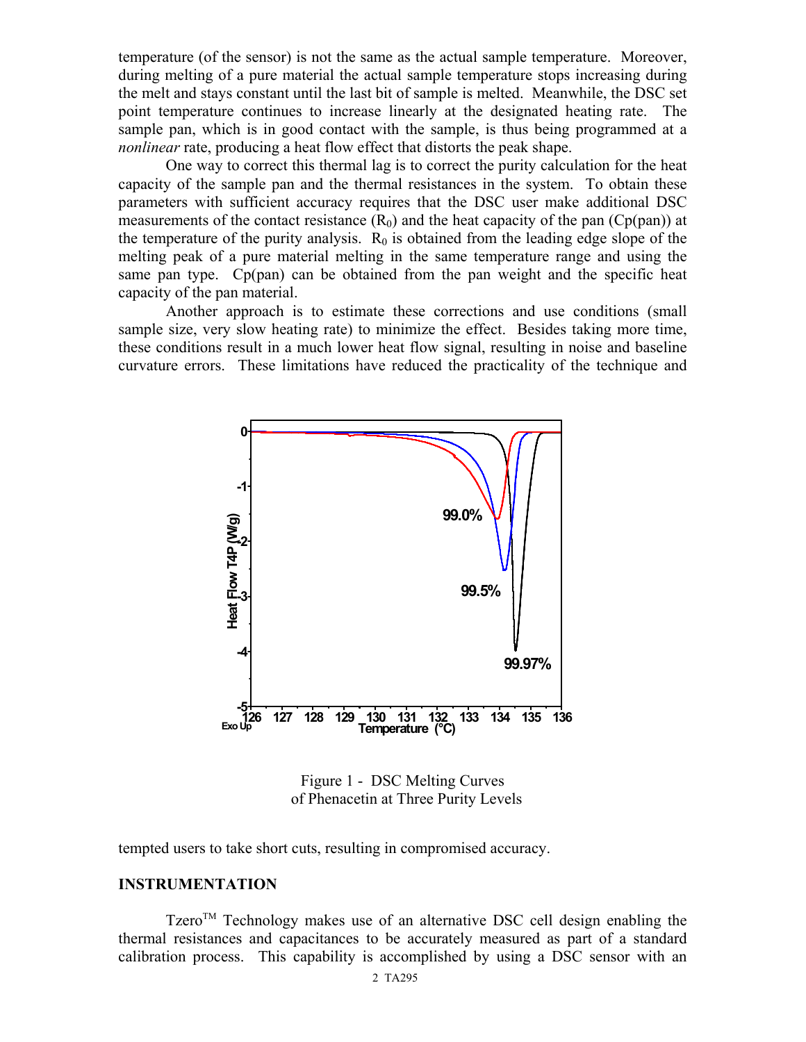temperature (of the sensor) is not the same as the actual sample temperature. Moreover, during melting of a pure material the actual sample temperature stops increasing during the melt and stays constant until the last bit of sample is melted. Meanwhile, the DSC set point temperature continues to increase linearly at the designated heating rate. The sample pan, which is in good contact with the sample, is thus being programmed at a *nonlinear* rate, producing a heat flow effect that distorts the peak shape.

One way to correct this thermal lag is to correct the purity calculation for the heat capacity of the sample pan and the thermal resistances in the system. To obtain these parameters with sufficient accuracy requires that the DSC user make additional DSC measurements of the contact resistance ($R_0$) and the heat capacity of the pan (Cp(pan)) at the temperature of the purity analysis. $R_0$ is obtained from the leading edge slope of the melting peak of a pure material melting in the same temperature range and using the same pan type. Cp(pan) can be obtained from the pan weight and the specific heat capacity of the pan material.

Another approach is to estimate these corrections and use conditions (small sample size, very slow heating rate) to minimize the effect. Besides taking more time, these conditions result in a much lower heat flow signal, resulting in noise and baseline curvature errors. These limitations have reduced the practicality of the technique and tempted users to take short cuts, resulting in compromised accuracy.

Figure 1 - DSC Melting Curves of Phenacetin at Three Purity Levels

## INSTRUMENTATION

Tzero[TM] Technology makes use of an alternative DSC cell design enabling the thermal resistances and capacitances to be accurately measured as part of a standard calibration process. This capability is accomplished by using a DSC sensor with an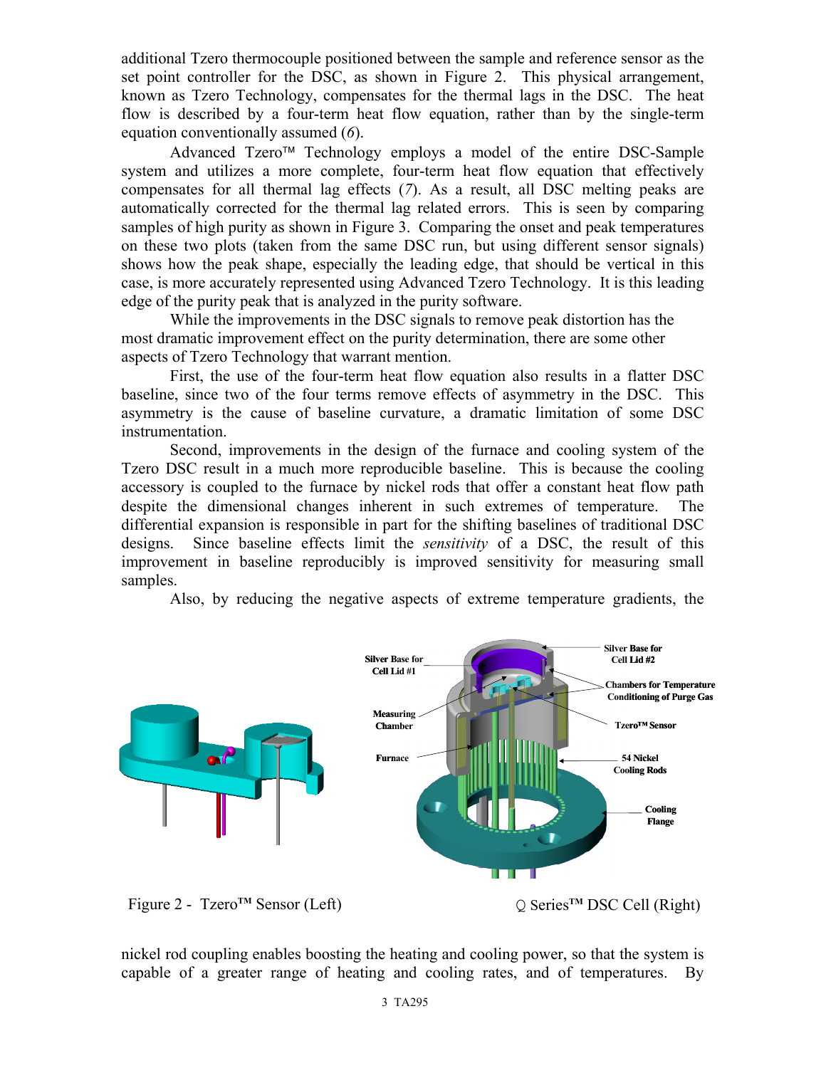additional Tzero thermocouple positioned between the sample and reference sensor as the set point controller for the DSC, as shown in Figure 2. This physical arrangement, known as Tzero Technology, compensates for the thermal lags in the DSC. The heat flow is described by a four-term heat flow equation, rather than by the single-term equation conventionally assumed (*6*).

Advanced Tzero™ Technology employs a model of the entire DSC-Sample system and utilizes a more complete, four-term heat flow equation that effectively compensates for all thermal lag effects (*7*). As a result, all DSC melting peaks are automatically corrected for the thermal lag related errors. This is seen by comparing samples of high purity as shown in Figure 3. Comparing the onset and peak temperatures on these two plots (taken from the same DSC run, but using different sensor signals) shows how the peak shape, especially the leading edge, that should be vertical in this case, is more accurately represented using Advanced Tzero Technology. It is this leading edge of the purity peak that is analyzed in the purity software.

While the improvements in the DSC signals to remove peak distortion has the most dramatic improvement effect on the purity determination, there are some other aspects of Tzero Technology that warrant mention.

First, the use of the four-term heat flow equation also results in a flatter DSC baseline, since two of the four terms remove effects of asymmetry in the DSC. This asymmetry is the cause of baseline curvature, a dramatic limitation of some DSC instrumentation.

Second, improvements in the design of the furnace and cooling system of the Tzero DSC result in a much more reproducible baseline. This is because the cooling accessory is coupled to the furnace by nickel rods that offer a constant heat flow path despite the dimensional changes inherent in such extremes of temperature. The differential expansion is responsible in part for the shifting baselines of traditional DSC designs. Since baseline effects limit the *sensitivity* of a DSC, the result of this improvement in baseline reproducibly is improved sensitivity for measuring small samples.

Also, by reducing the negative aspects of extreme temperature gradients, the nickel rod coupling enables boosting the heating and cooling power, so that the system is capable of a greater range of heating and cooling rates, and of temperatures. By

Figure 2 - Tzero™ Sensor (Left) Q Series™ DSC Cell (Right)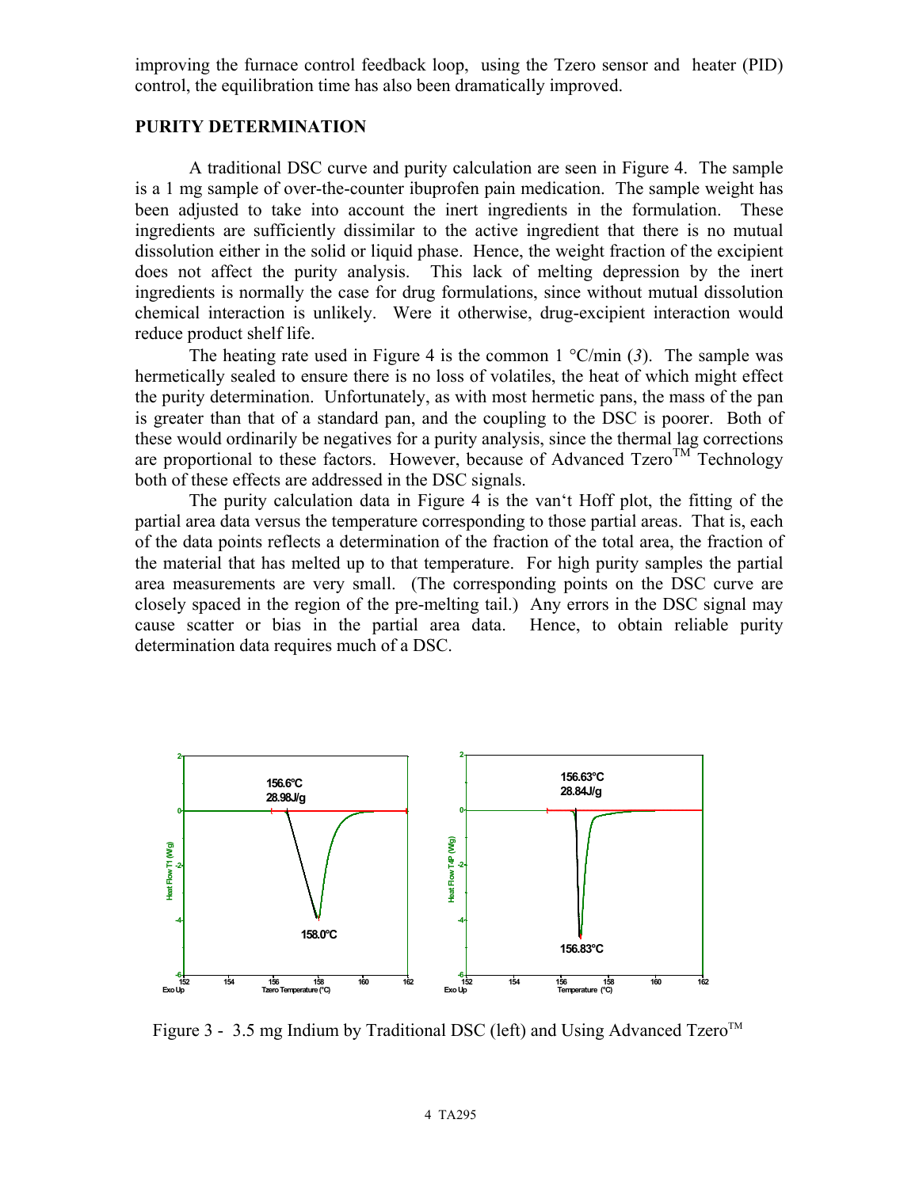improving the furnace control feedback loop, using the Tzero sensor and heater (PID) control, the equilibration time has also been dramatically improved.

## PURITY DETERMINATION

A traditional DSC curve and purity calculation are seen in Figure 4. The sample is a 1 mg sample of over-the-counter ibuprofen pain medication. The sample weight has been adjusted to take into account the inert ingredients in the formulation. These ingredients are sufficiently dissimilar to the active ingredient that there is no mutual dissolution either in the solid or liquid phase. Hence, the weight fraction of the excipient does not affect the purity analysis. This lack of melting depression by the inert ingredients is normally the case for drug formulations, since without mutual dissolution chemical interaction is unlikely. Were it otherwise, drug-excipient interaction would reduce product shelf life.

The heating rate used in Figure 4 is the common 1 °C/min (*3*). The sample was hermetically sealed to ensure there is no loss of volatiles, the heat of which might effect the purity determination. Unfortunately, as with most hermetic pans, the mass of the pan is greater than that of a standard pan, and the coupling to the DSC is poorer. Both of these would ordinarily be negatives for a purity analysis, since the thermal lag corrections are proportional to these factors. However, because of Advanced Tzero™ Technology both of these effects are addressed in the DSC signals.

The purity calculation data in Figure 4 is the van't Hoff plot, the fitting of the partial area data versus the temperature corresponding to those partial areas. That is, each of the data points reflects a determination of the fraction of the total area, the fraction of the material that has melted up to that temperature. For high purity samples the partial area measurements are very small. (The corresponding points on the DSC curve are closely spaced in the region of the pre-melting tail.) Any errors in the DSC signal may cause scatter or bias in the partial area data. Hence, to obtain reliable purity determination data requires much of a DSC.

Figure 3 - 3.5 mg Indium by Traditional DSC (left) and Using Advanced Tzero™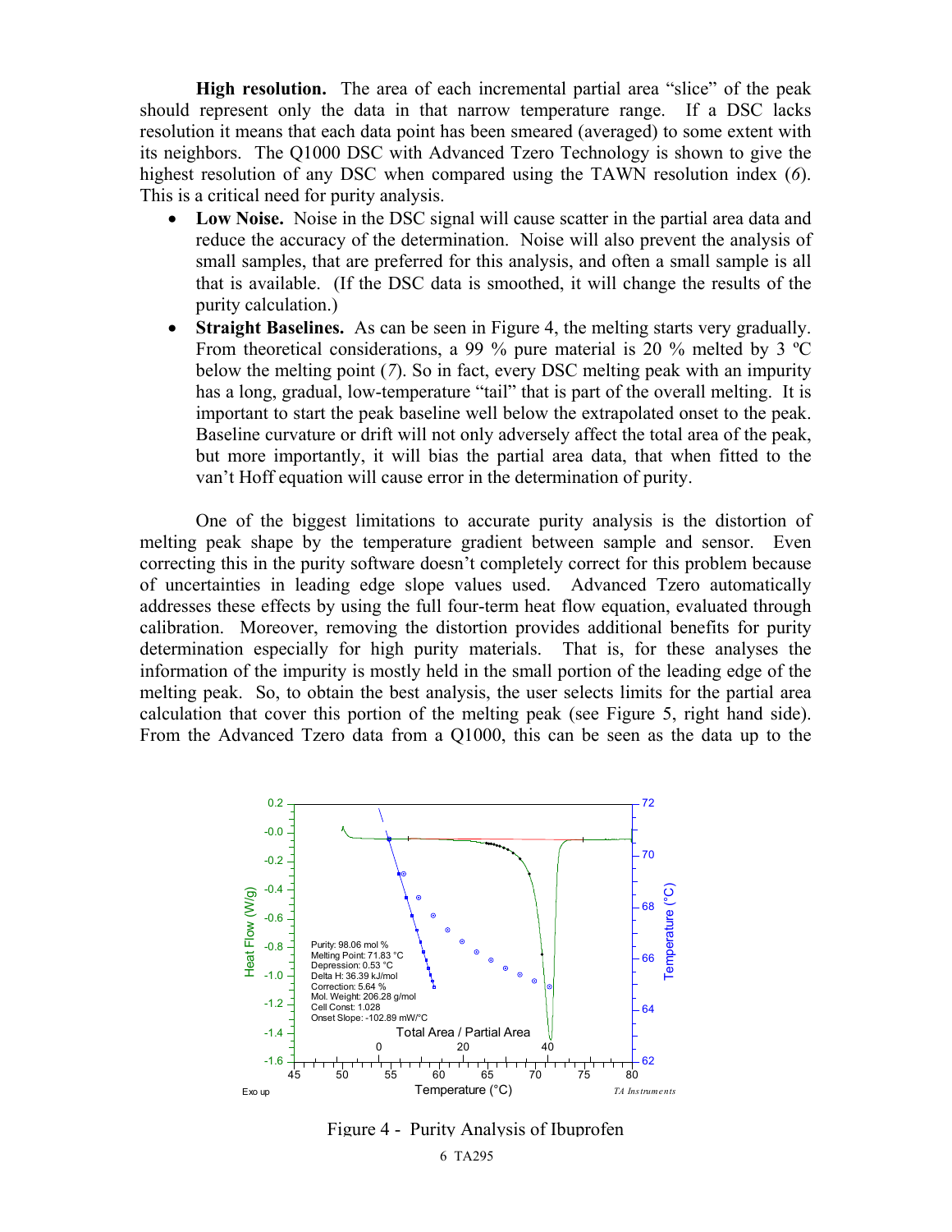**High resolution.** The area of each incremental partial area "slice" of the peak should represent only the data in that narrow temperature range. If a DSC lacks resolution it means that each data point has been smeared (averaged) to some extent with its neighbors. The Q1000 DSC with Advanced Tzero Technology is shown to give the highest resolution of any DSC when compared using the TAWN resolution index (*6*). This is a critical need for purity analysis.

- **Low Noise.** Noise in the DSC signal will cause scatter in the partial area data and reduce the accuracy of the determination. Noise will also prevent the analysis of small samples, that are preferred for this analysis, and often a small sample is all that is available. (If the DSC data is smoothed, it will change the results of the purity calculation.)
- **Straight Baselines.** As can be seen in Figure 4, the melting starts very gradually. From theoretical considerations, a 99 % pure material is 20 % melted by 3 ºC below the melting point (*7*). So in fact, every DSC melting peak with an impurity has a long, gradual, low-temperature "tail" that is part of the overall melting. It is important to start the peak baseline well below the extrapolated onset to the peak. Baseline curvature or drift will not only adversely affect the total area of the peak, but more importantly, it will bias the partial area data, that when fitted to the van't Hoff equation will cause error in the determination of purity.

One of the biggest limitations to accurate purity analysis is the distortion of melting peak shape by the temperature gradient between sample and sensor. Even correcting this in the purity software doesn't completely correct for this problem because of uncertainties in leading edge slope values used. Advanced Tzero automatically addresses these effects by using the full four-term heat flow equation, evaluated through calibration. Moreover, removing the distortion provides additional benefits for purity determination especially for high purity materials. That is, for these analyses the information of the impurity is mostly held in the small portion of the leading edge of the melting peak. So, to obtain the best analysis, the user selects limits for the partial area calculation that cover this portion of the melting peak (see Figure 5, right hand side). From the Advanced Tzero data from a Q1000, this can be seen as the data up to the

Purity: 98.06 mol %
Melting Point: 71.83 °C
Depression: 0.53 °C
Delta H: 36.39 kJ/mol
Correction: 5.64 %
Mol. Weight: 206.28 g/mol
Cell Const: 1.028
Onset Slope: -102.89 mW/°C

Figure 4 - Purity Analysis of Ibuprofen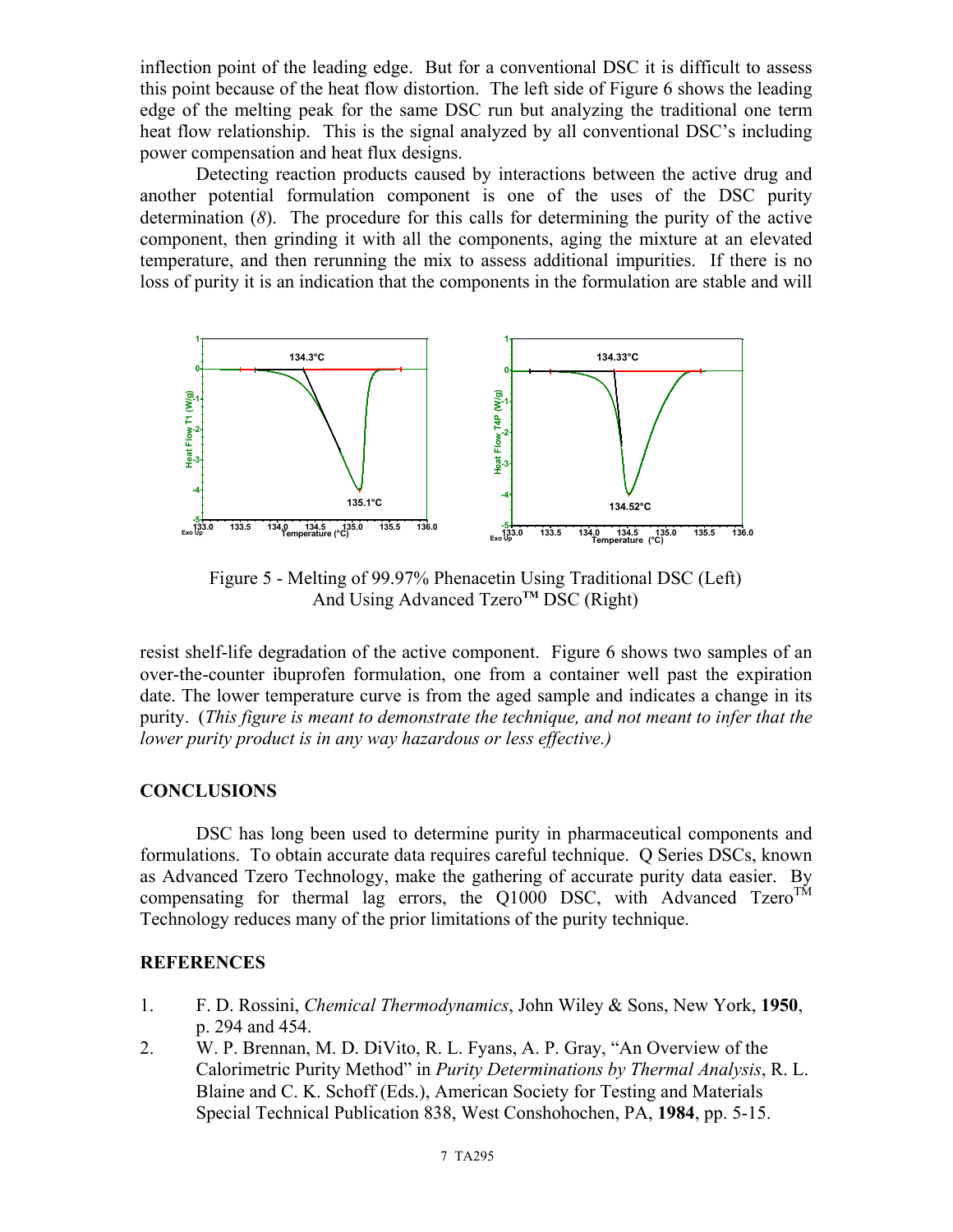inflection point of the leading edge. But for a conventional DSC it is difficult to assess this point because of the heat flow distortion. The left side of Figure 6 shows the leading edge of the melting peak for the same DSC run but analyzing the traditional one term heat flow relationship. This is the signal analyzed by all conventional DSC's including power compensation and heat flux designs.

Detecting reaction products caused by interactions between the active drug and another potential formulation component is one of the uses of the DSC purity determination (*8*). The procedure for this calls for determining the purity of the active component, then grinding it with all the components, aging the mixture at an elevated temperature, and then rerunning the mix to assess additional impurities. If there is no loss of purity it is an indication that the components in the formulation are stable and will resist shelf-life degradation of the active component. Figure 6 shows two samples of an over-the-counter ibuprofen formulation, one from a container well past the expiration date. The lower temperature curve is from the aged sample and indicates a change in its purity. (*This figure is meant to demonstrate the technique, and not meant to infer that the lower purity product is in any way hazardous or less effective.)*

Figure 5 - Melting of 99.97% Phenacetin Using Traditional DSC (Left) And Using Advanced Tzero™ DSC (Right)

## CONCLUSIONS

DSC has long been used to determine purity in pharmaceutical components and formulations. To obtain accurate data requires careful technique. Q Series DSCs, known as Advanced Tzero Technology, make the gathering of accurate purity data easier. By compensating for thermal lag errors, the Q1000 DSC, with Advanced Tzero™ Technology reduces many of the prior limitations of the purity technique.

## REFERENCES

1. F. D. Rossini, *Chemical Thermodynamics*, John Wiley & Sons, New York, **1950**, p. 294 and 454.
2. W. P. Brennan, M. D. DiVito, R. L. Fyans, A. P. Gray, "An Overview of the Calorimetric Purity Method" in *Purity Determinations by Thermal Analysis*, R. L. Blaine and C. K. Schoff (Eds.), American Society for Testing and Materials Special Technical Publication 838, West Conshohocken, PA, **1984**, pp. 5-15.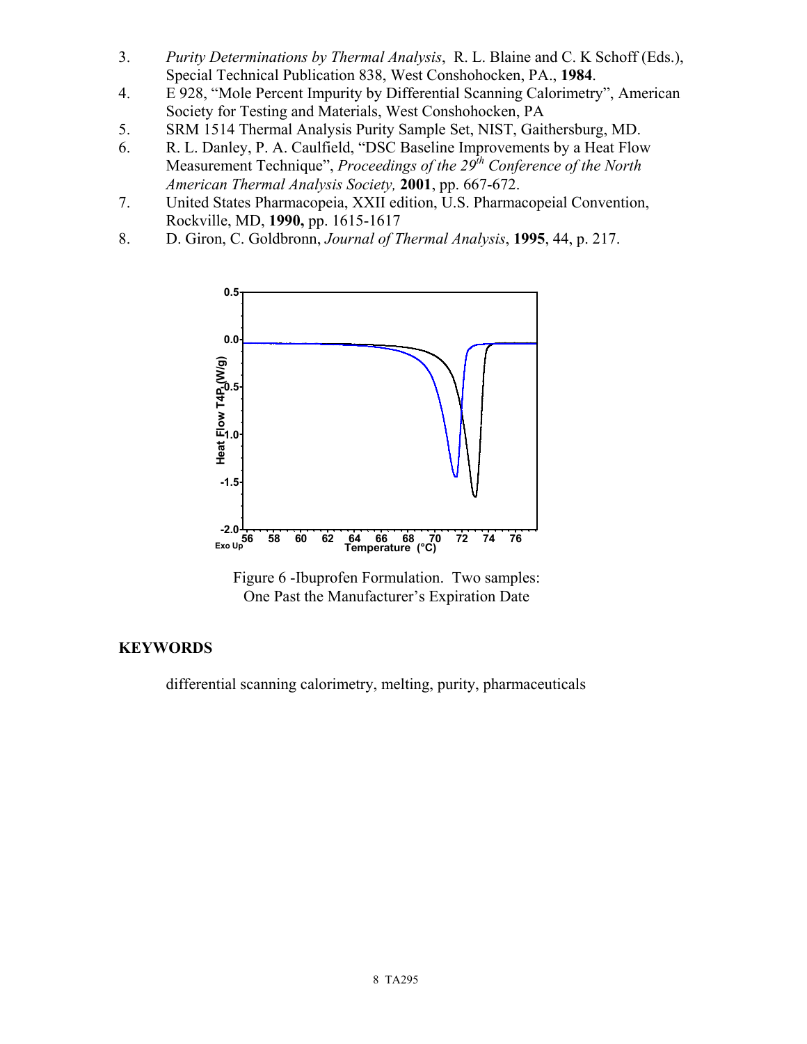3. *Purity Determinations by Thermal Analysis*, R. L. Blaine and C. K Schoff (Eds.), Special Technical Publication 838, West Conshohocken, PA., **1984**.
4. E 928, "Mole Percent Impurity by Differential Scanning Calorimetry", American Society for Testing and Materials, West Conshohocken, PA
5. SRM 1514 Thermal Analysis Purity Sample Set, NIST, Gaithersburg, MD.
6. R. L. Danley, P. A. Caulfield, "DSC Baseline Improvements by a Heat Flow Measurement Technique", *Proceedings of the 29th Conference of the North American Thermal Analysis Society,* **2001**, pp. 667-672.
7. United States Pharmacopeia, XXII edition, U.S. Pharmacopeial Convention, Rockville, MD, **1990,** pp. 1615-1617
8. D. Giron, C. Goldbronn, *Journal of Thermal Analysis*, **1995**, 44, p. 217.

Heat Flow T4P (W/g)
0.5
0.0
-0.5
-1.0
-1.5
-2.0
Exo Up
56 58 60 62 64 66 68 70 72 74 76
Temperature (°C)

Figure 6 -Ibuprofen Formulation. Two samples: One Past the Manufacturer's Expiration Date

## KEYWORDS

differential scanning calorimetry, melting, purity, pharmaceuticals